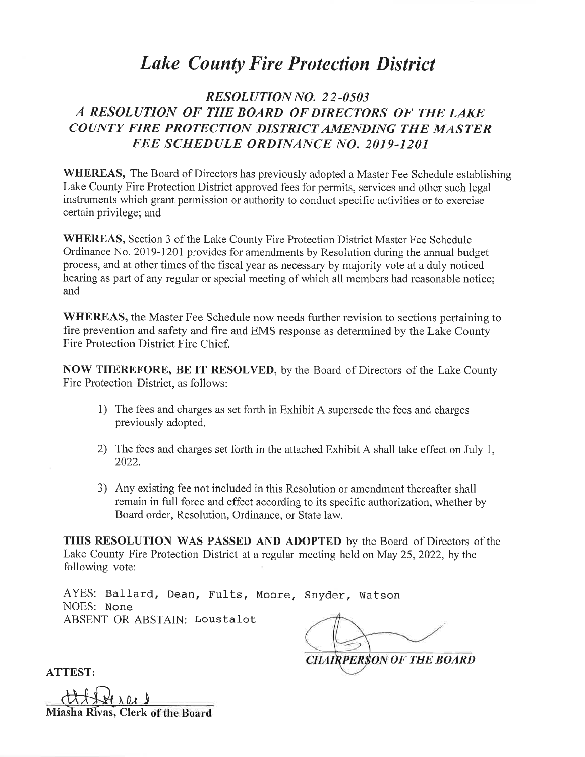# *Lake County Fire Protection District*

## *RESOLUTION NO. 22-0503*
## *A RESOLUTION OF THE BOARD OF DIRECTORS OF THE LAKE COUNTY FIRE PROTECTION DISTRICT AMENDING THE MASTER FEE SCHEDULE ORDINANCE NO. 2019-1201*

**WHEREAS,** The Board of Directors has previously adopted a Master Fee Schedule establishing Lake County Fire Protection District approved fees for permits, services and other such legal instruments which grant permission or authority to conduct specific activities or to exercise certain privilege; and

**WHEREAS,** Section 3 of the Lake County Fire Protection District Master Fee Schedule Ordinance No. 2019-1201 provides for amendments by Resolution during the annual budget process, and at other times of the fiscal year as necessary by majority vote at a duly noticed hearing as part of any regular or special meeting of which all members had reasonable notice; and

**WHEREAS,** the Master Fee Schedule now needs further revision to sections pertaining to fire prevention and safety and fire and EMS response as determined by the Lake County Fire Protection District Fire Chief.

**NOW THEREFORE, BE IT RESOLVED,** by the Board of Directors of the Lake County Fire Protection District, as follows:

1) The fees and charges as set forth in Exhibit A supersede the fees and charges previously adopted.

2) The fees and charges set forth in the attached Exhibit A shall take effect on July 1, 2022.

3) Any existing fee not included in this Resolution or amendment thereafter shall remain in full force and effect according to its specific authorization, whether by Board order, Resolution, Ordinance, or State law.

**THIS RESOLUTION WAS PASSED AND ADOPTED** by the Board of Directors of the Lake County Fire Protection District at a regular meeting held on May 25, 2022, by the following vote:

AYES: Ballard, Dean, Fults, Moore, Snyder, Watson
NOES: None
ABSENT OR ABSTAIN: Loustalot

***CHAIRPERSON OF THE BOARD***

**ATTEST:**

**Miasha Rivas, Clerk of the Board**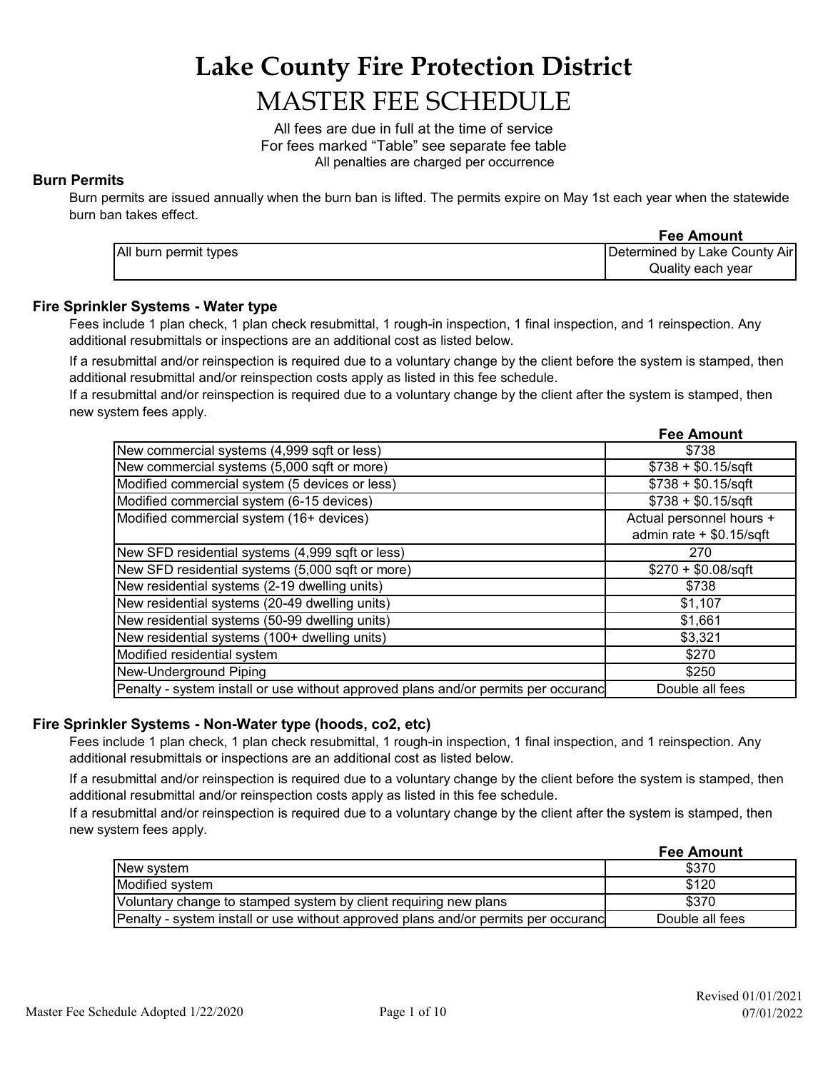# Lake County Fire Protection District

# MASTER FEE SCHEDULE

All fees are due in full at the time of service
For fees marked "Table" see separate fee table
All penalties are charged per occurrence

### Burn Permits

Burn permits are issued annually when the burn ban is lifted. The permits expire on May 1st each year when the statewide burn ban takes effect.

| | Fee Amount |
|---|---|
| All burn permit types | Determined by Lake County Air Quality each year |

### Fire Sprinkler Systems - Water type

Fees include 1 plan check, 1 plan check resubmittal, 1 rough-in inspection, 1 final inspection, and 1 reinspection. Any additional resubmittals or inspections are an additional cost as listed below.

If a resubmittal and/or reinspection is required due to a voluntary change by the client before the system is stamped, then additional resubmittal and/or reinspection costs apply as listed in this fee schedule.
If a resubmittal and/or reinspection is required due to a voluntary change by the client after the system is stamped, then new system fees apply.

| | Fee Amount |
|---|---|
| New commercial systems (4,999 sqft or less) | $738 |
| New commercial systems (5,000 sqft or more) | $738 + $0.15/sqft |
| Modified commercial system (5 devices or less) | $738 + $0.15/sqft |
| Modified commercial system (6-15 devices) | $738 + $0.15/sqft |
| Modified commercial system (16+ devices) | Actual personnel hours + admin rate + $0.15/sqft |
| New SFD residential systems (4,999 sqft or less) | 270 |
| New SFD residential systems (5,000 sqft or more) | $270 + $0.08/sqft |
| New residential systems (2-19 dwelling units) | $738 |
| New residential systems (20-49 dwelling units) | $1,107 |
| New residential systems (50-99 dwelling units) | $1,661 |
| New residential systems (100+ dwelling units) | $3,321 |
| Modified residential system | $270 |
| New-Underground Piping | $250 |
| Penalty - system install or use without approved plans and/or permits per occuranc | Double all fees |

### Fire Sprinkler Systems - Non-Water type (hoods, co2, etc)

Fees include 1 plan check, 1 plan check resubmittal, 1 rough-in inspection, 1 final inspection, and 1 reinspection. Any additional resubmittals or inspections are an additional cost as listed below.

If a resubmittal and/or reinspection is required due to a voluntary change by the client before the system is stamped, then additional resubmittal and/or reinspection costs apply as listed in this fee schedule.
If a resubmittal and/or reinspection is required due to a voluntary change by the client after the system is stamped, then new system fees apply.

| | Fee Amount |
|---|---|
| New system | $370 |
| Modified system | $120 |
| Voluntary change to stamped system by client requiring new plans | $370 |
| Penalty - system install or use without approved plans and/or permits per occuranc | Double all fees |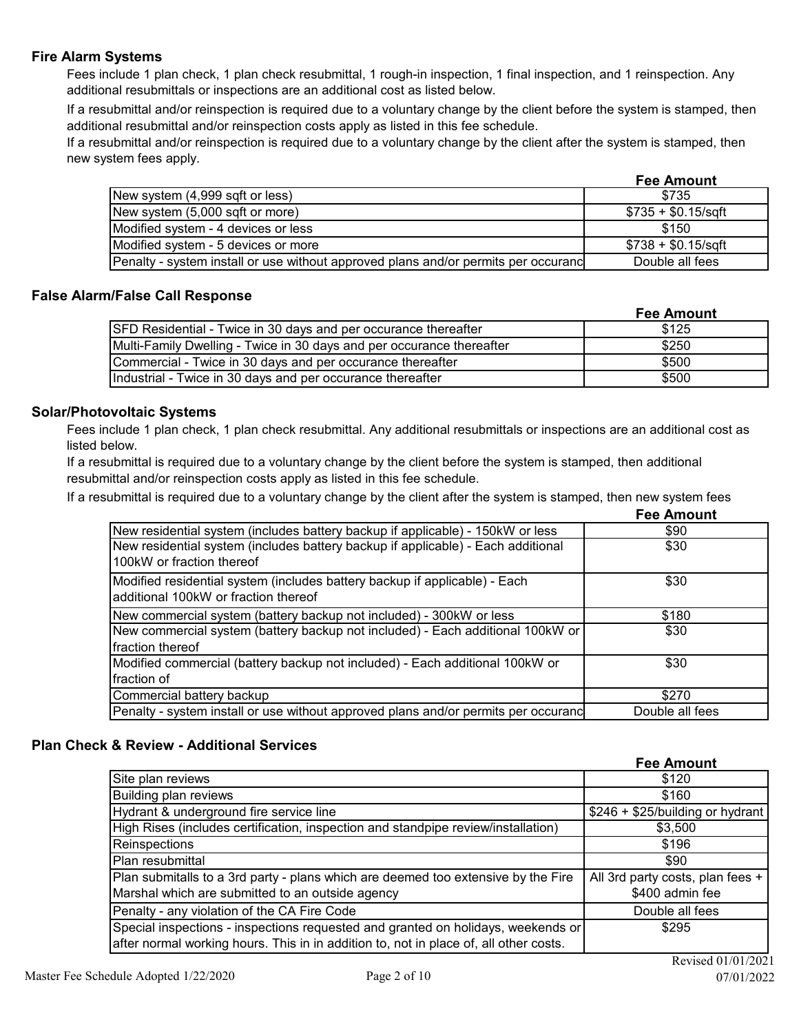## Fire Alarm Systems

Fees include 1 plan check, 1 plan check resubmittal, 1 rough-in inspection, 1 final inspection, and 1 reinspection. Any additional resubmittals or inspections are an additional cost as listed below.

If a resubmittal and/or reinspection is required due to a voluntary change by the client before the system is stamped, then additional resubmittal and/or reinspection costs apply as listed in this fee schedule.

If a resubmittal and/or reinspection is required due to a voluntary change by the client after the system is stamped, then new system fees apply.

| | Fee Amount |
|---|---|
| New system (4,999 sqft or less) | $735 |
| New system (5,000 sqft or more) | $735 + $0.15/sqft |
| Modified system - 4 devices or less | $150 |
| Modified system - 5 devices or more | $738 + $0.15/sqft |
| Penalty - system install or use without approved plans and/or permits per occuranc | Double all fees |

## False Alarm/False Call Response

| | Fee Amount |
|---|---|
| SFD Residential - Twice in 30 days and per occurance thereafter | $125 |
| Multi-Family Dwelling - Twice in 30 days and per occurance thereafter | $250 |
| Commercial - Twice in 30 days and per occurance thereafter | $500 |
| Industrial - Twice in 30 days and per occurance thereafter | $500 |

## Solar/Photovoltaic Systems

Fees include 1 plan check, 1 plan check resubmittal. Any additional resubmittals or inspections are an additional cost as listed below.

If a resubmittal is required due to a voluntary change by the client before the system is stamped, then additional resubmittal and/or reinspection costs apply as listed in this fee schedule.

If a resubmittal is required due to a voluntary change by the client after the system is stamped, then new system fees

| | Fee Amount |
|---|---|
| New residential system (includes battery backup if applicable) - 150kW or less | $90 |
| New residential system (includes battery backup if applicable) - Each additional 100kW or fraction thereof | $30 |
| Modified residential system (includes battery backup if applicable) - Each additional 100kW or fraction thereof | $30 |
| New commercial system (battery backup not included) - 300kW or less | $180 |
| New commercial system (battery backup not included) - Each additional 100kW or fraction thereof | $30 |
| Modified commercial (battery backup not included) - Each additional 100kW or fraction of | $30 |
| Commercial battery backup | $270 |
| Penalty - system install or use without approved plans and/or permits per occuranc | Double all fees |

## Plan Check & Review - Additional Services

| | Fee Amount |
|---|---|
| Site plan reviews | $120 |
| Building plan reviews | $160 |
| Hydrant & underground fire service line | $246 + $25/building or hydrant |
| High Rises (includes certification, inspection and standpipe review/installation) | $3,500 |
| Reinspections | $196 |
| Plan resubmittal | $90 |
| Plan submitalls to a 3rd party - plans which are deemed too extensive by the Fire Marshal which are submitted to an outside agency | All 3rd party costs, plan fees + $400 admin fee |
| Penalty - any violation of the CA Fire Code | Double all fees |
| Special inspections - inspections requested and granted on holidays, weekends or after normal working hours. This in in addition to, not in place of, all other costs. | $295 |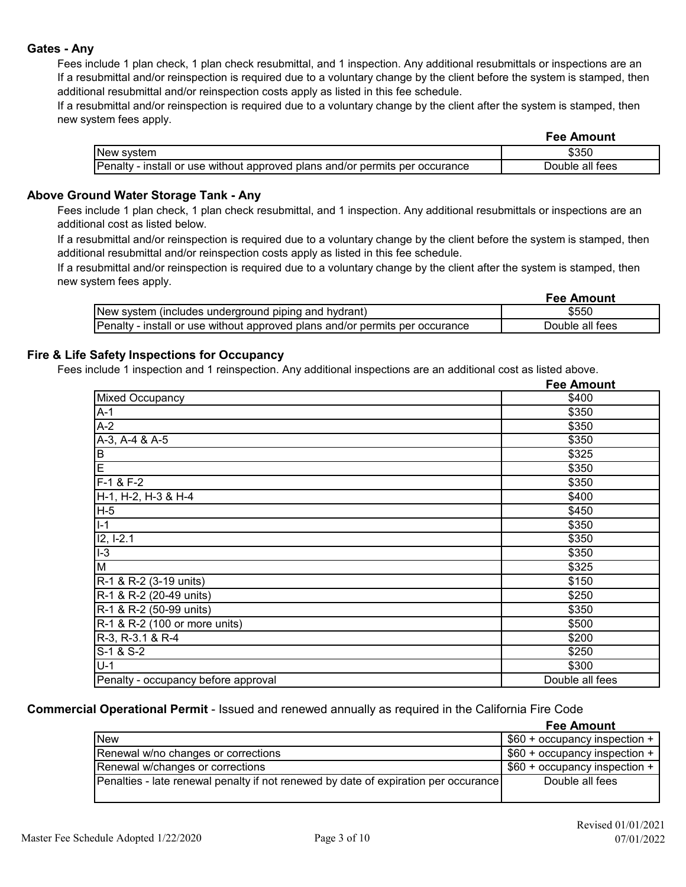### Gates - Any

Fees include 1 plan check, 1 plan check resubmittal, and 1 inspection. Any additional resubmittals or inspections are an If a resubmittal and/or reinspection is required due to a voluntary change by the client before the system is stamped, then additional resubmittal and/or reinspection costs apply as listed in this fee schedule.

If a resubmittal and/or reinspection is required due to a voluntary change by the client after the system is stamped, then new system fees apply.

| | Fee Amount |
|---|---|
| New system | $350 |
| Penalty - install or use without approved plans and/or permits per occurance | Double all fees |

### Above Ground Water Storage Tank - Any

Fees include 1 plan check, 1 plan check resubmittal, and 1 inspection. Any additional resubmittals or inspections are an additional cost as listed below.

If a resubmittal and/or reinspection is required due to a voluntary change by the client before the system is stamped, then additional resubmittal and/or reinspection costs apply as listed in this fee schedule.

If a resubmittal and/or reinspection is required due to a voluntary change by the client after the system is stamped, then new system fees apply.

| | Fee Amount |
|---|---|
| New system (includes underground piping and hydrant) | $550 |
| Penalty - install or use without approved plans and/or permits per occurance | Double all fees |

### Fire & Life Safety Inspections for Occupancy

Fees include 1 inspection and 1 reinspection. Any additional inspections are an additional cost as listed above.

| | Fee Amount |
|---|---|
| Mixed Occupancy | $400 |
| A-1 | $350 |
| A-2 | $350 |
| A-3, A-4 & A-5 | $350 |
| B | $325 |
| E | $350 |
| F-1 & F-2 | $350 |
| H-1, H-2, H-3 & H-4 | $400 |
| H-5 | $450 |
| I-1 | $350 |
| I2, I-2.1 | $350 |
| I-3 | $350 |
| M | $325 |
| R-1 & R-2 (3-19 units) | $150 |
| R-1 & R-2 (20-49 units) | $250 |
| R-1 & R-2 (50-99 units) | $350 |
| R-1 & R-2 (100 or more units) | $500 |
| R-3, R-3.1 & R-4 | $200 |
| S-1 & S-2 | $250 |
| U-1 | $300 |
| Penalty - occupancy before approval | Double all fees |

### Commercial Operational Permit - Issued and renewed annually as required in the California Fire Code

| | Fee Amount |
|---|---|
| New | $60 + occupancy inspection + |
| Renewal w/no changes or corrections | $60 + occupancy inspection + |
| Renewal w/changes or corrections | $60 + occupancy inspection + |
| Penalties - late renewal penalty if not renewed by date of expiration per occurance | Double all fees |

Master Fee Schedule Adopted 1/22/2020

Revised 01/01/2021
07/01/2022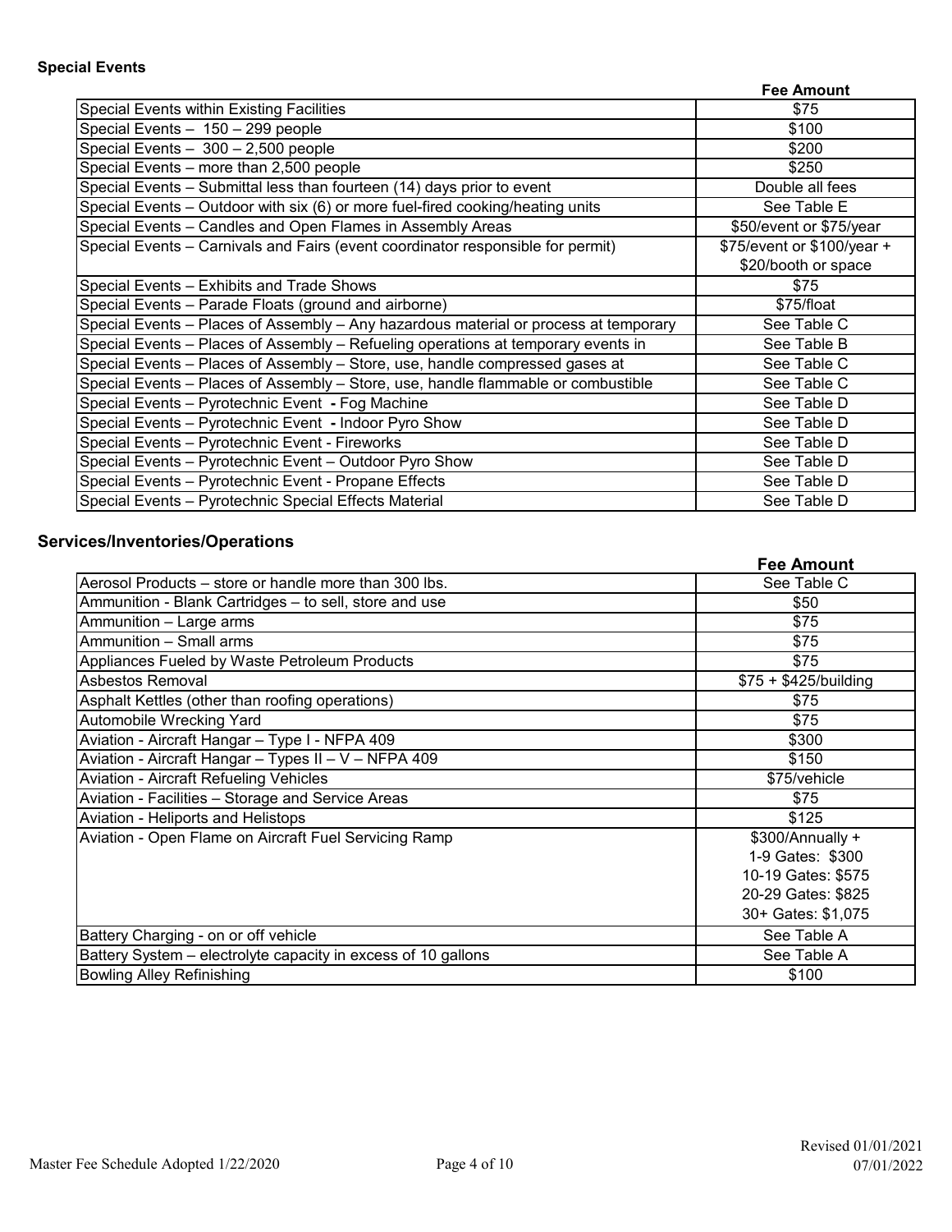**Special Events**

| | Fee Amount |
|---|---|
| Special Events within Existing Facilities | $75 |
| Special Events – 150 – 299 people | $100 |
| Special Events – 300 – 2,500 people | $200 |
| Special Events – more than 2,500 people | $250 |
| Special Events – Submittal less than fourteen (14) days prior to event | Double all fees |
| Special Events – Outdoor with six (6) or more fuel-fired cooking/heating units | See Table E |
| Special Events – Candles and Open Flames in Assembly Areas | $50/event or $75/year |
| Special Events – Carnivals and Fairs (event coordinator responsible for permit) | $75/event or $100/year + $20/booth or space |
| Special Events – Exhibits and Trade Shows | $75 |
| Special Events – Parade Floats (ground and airborne) | $75/float |
| Special Events – Places of Assembly – Any hazardous material or process at temporary | See Table C |
| Special Events – Places of Assembly – Refueling operations at temporary events in | See Table B |
| Special Events – Places of Assembly – Store, use, handle compressed gases at | See Table C |
| Special Events – Places of Assembly – Store, use, handle flammable or combustible | See Table C |
| Special Events – Pyrotechnic Event **-** Fog Machine | See Table D |
| Special Events – Pyrotechnic Event **-** Indoor Pyro Show | See Table D |
| Special Events – Pyrotechnic Event - Fireworks | See Table D |
| Special Events – Pyrotechnic Event – Outdoor Pyro Show | See Table D |
| Special Events – Pyrotechnic Event - Propane Effects | See Table D |
| Special Events – Pyrotechnic Special Effects Material | See Table D |

## Services/Inventories/Operations

| | Fee Amount |
|---|---|
| Aerosol Products – store or handle more than 300 lbs. | See Table C |
| Ammunition - Blank Cartridges – to sell, store and use | $50 |
| Ammunition – Large arms | $75 |
| Ammunition – Small arms | $75 |
| Appliances Fueled by Waste Petroleum Products | $75 |
| Asbestos Removal | $75 + $425/building |
| Asphalt Kettles (other than roofing operations) | $75 |
| Automobile Wrecking Yard | $75 |
| Aviation - Aircraft Hangar – Type I - NFPA 409 | $300 |
| Aviation - Aircraft Hangar – Types II – V – NFPA 409 | $150 |
| Aviation - Aircraft Refueling Vehicles | $75/vehicle |
| Aviation - Facilities – Storage and Service Areas | $75 |
| Aviation - Heliports and Helistops | $125 |
| Aviation - Open Flame on Aircraft Fuel Servicing Ramp | $300/Annually + 1-9 Gates: $300 10-19 Gates: $575 20-29 Gates: $825 30+ Gates: $1,075 |
| Battery Charging - on or off vehicle | See Table A |
| Battery System – electrolyte capacity in excess of 10 gallons | See Table A |
| Bowling Alley Refinishing | $100 |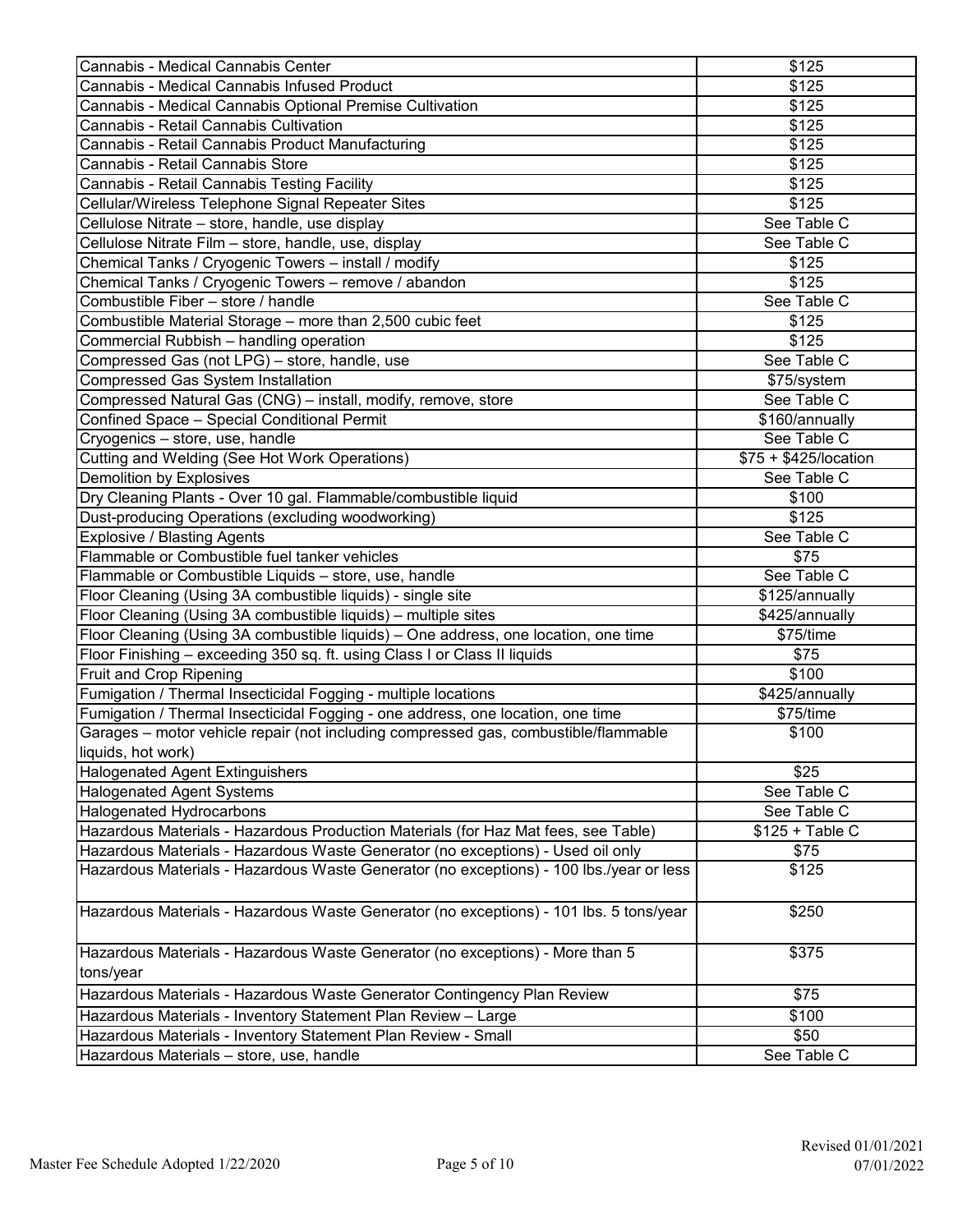| | |
|---|---|
| Cannabis - Medical Cannabis Center | $125 |
| Cannabis - Medical Cannabis Infused Product | $125 |
| Cannabis - Medical Cannabis Optional Premise Cultivation | $125 |
| Cannabis - Retail Cannabis Cultivation | $125 |
| Cannabis - Retail Cannabis Product Manufacturing | $125 |
| Cannabis - Retail Cannabis Store | $125 |
| Cannabis - Retail Cannabis Testing Facility | $125 |
| Cellular/Wireless Telephone Signal Repeater Sites | $125 |
| Cellulose Nitrate – store, handle, use display | See Table C |
| Cellulose Nitrate Film – store, handle, use, display | See Table C |
| Chemical Tanks / Cryogenic Towers – install / modify | $125 |
| Chemical Tanks / Cryogenic Towers – remove / abandon | $125 |
| Combustible Fiber – store / handle | See Table C |
| Combustible Material Storage – more than 2,500 cubic feet | $125 |
| Commercial Rubbish – handling operation | $125 |
| Compressed Gas (not LPG) – store, handle, use | See Table C |
| Compressed Gas System Installation | $75/system |
| Compressed Natural Gas (CNG) – install, modify, remove, store | See Table C |
| Confined Space – Special Conditional Permit | $160/annually |
| Cryogenics – store, use, handle | See Table C |
| Cutting and Welding (See Hot Work Operations) | $75 + $425/location |
| Demolition by Explosives | See Table C |
| Dry Cleaning Plants - Over 10 gal. Flammable/combustible liquid | $100 |
| Dust-producing Operations (excluding woodworking) | $125 |
| Explosive / Blasting Agents | See Table C |
| Flammable or Combustible fuel tanker vehicles | $75 |
| Flammable or Combustible Liquids – store, use, handle | See Table C |
| Floor Cleaning (Using 3A combustible liquids) - single site | $125/annually |
| Floor Cleaning (Using 3A combustible liquids) – multiple sites | $425/annually |
| Floor Cleaning (Using 3A combustible liquids) – One address, one location, one time | $75/time |
| Floor Finishing – exceeding 350 sq. ft. using Class I or Class II liquids | $75 |
| Fruit and Crop Ripening | $100 |
| Fumigation / Thermal Insecticidal Fogging - multiple locations | $425/annually |
| Fumigation / Thermal Insecticidal Fogging - one address, one location, one time | $75/time |
| Garages – motor vehicle repair (not including compressed gas, combustible/flammable liquids, hot work) | $100 |
| Halogenated Agent Extinguishers | $25 |
| Halogenated Agent Systems | See Table C |
| Halogenated Hydrocarbons | See Table C |
| Hazardous Materials - Hazardous Production Materials (for Haz Mat fees, see Table) | $125 + Table C |
| Hazardous Materials - Hazardous Waste Generator (no exceptions) - Used oil only | $75 |
| Hazardous Materials - Hazardous Waste Generator (no exceptions) - 100 lbs./year or less | $125 |
| Hazardous Materials - Hazardous Waste Generator (no exceptions) - 101 lbs. 5 tons/year | $250 |
| Hazardous Materials - Hazardous Waste Generator (no exceptions) - More than 5 tons/year | $375 |
| Hazardous Materials - Hazardous Waste Generator Contingency Plan Review | $75 |
| Hazardous Materials - Inventory Statement Plan Review – Large | $100 |
| Hazardous Materials - Inventory Statement Plan Review - Small | $50 |
| Hazardous Materials – store, use, handle | See Table C |

Master Fee Schedule Adopted 1/22/2020

Revised 01/01/2021
07/01/2022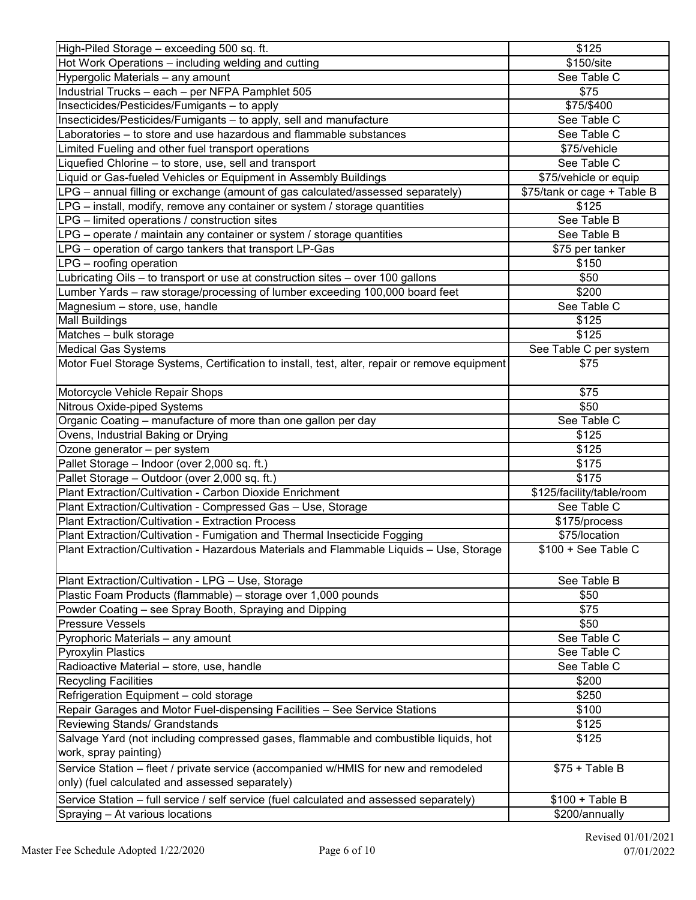| | |
|---|---|
| High-Piled Storage – exceeding 500 sq. ft. | $125 |
| Hot Work Operations – including welding and cutting | $150/site |
| Hypergolic Materials – any amount | See Table C |
| Industrial Trucks – each – per NFPA Pamphlet 505 | $75 |
| Insecticides/Pesticides/Fumigants – to apply | $75/$400 |
| Insecticides/Pesticides/Fumigants – to apply, sell and manufacture | See Table C |
| Laboratories – to store and use hazardous and flammable substances | See Table C |
| Limited Fueling and other fuel transport operations | $75/vehicle |
| Liquefied Chlorine – to store, use, sell and transport | See Table C |
| Liquid or Gas-fueled Vehicles or Equipment in Assembly Buildings | $75/vehicle or equip |
| LPG – annual filling or exchange (amount of gas calculated/assessed separately) | $75/tank or cage + Table B |
| LPG – install, modify, remove any container or system / storage quantities | $125 |
| LPG – limited operations / construction sites | See Table B |
| LPG – operate / maintain any container or system / storage quantities | See Table B |
| LPG – operation of cargo tankers that transport LP-Gas | $75 per tanker |
| LPG – roofing operation | $150 |
| Lubricating Oils – to transport or use at construction sites – over 100 gallons | $50 |
| Lumber Yards – raw storage/processing of lumber exceeding 100,000 board feet | $200 |
| Magnesium – store, use, handle | See Table C |
| Mall Buildings | $125 |
| Matches – bulk storage | $125 |
| Medical Gas Systems | See Table C per system |
| Motor Fuel Storage Systems, Certification to install, test, alter, repair or remove equipment | $75 |
| Motorcycle Vehicle Repair Shops | $75 |
| Nitrous Oxide-piped Systems | $50 |
| Organic Coating – manufacture of more than one gallon per day | See Table C |
| Ovens, Industrial Baking or Drying | $125 |
| Ozone generator – per system | $125 |
| Pallet Storage – Indoor (over 2,000 sq. ft.) | $175 |
| Pallet Storage – Outdoor (over 2,000 sq. ft.) | $175 |
| Plant Extraction/Cultivation - Carbon Dioxide Enrichment | $125/facility/table/room |
| Plant Extraction/Cultivation - Compressed Gas – Use, Storage | See Table C |
| Plant Extraction/Cultivation - Extraction Process | $175/process |
| Plant Extraction/Cultivation - Fumigation and Thermal Insecticide Fogging | $75/location |
| Plant Extraction/Cultivation - Hazardous Materials and Flammable Liquids – Use, Storage | $100 + See Table C |
| Plant Extraction/Cultivation - LPG – Use, Storage | See Table B |
| Plastic Foam Products (flammable) – storage over 1,000 pounds | $50 |
| Powder Coating – see Spray Booth, Spraying and Dipping | $75 |
| Pressure Vessels | $50 |
| Pyrophoric Materials – any amount | See Table C |
| Pyroxylin Plastics | See Table C |
| Radioactive Material – store, use, handle | See Table C |
| Recycling Facilities | $200 |
| Refrigeration Equipment – cold storage | $250 |
| Repair Garages and Motor Fuel-dispensing Facilities – See Service Stations | $100 |
| Reviewing Stands/ Grandstands | $125 |
| Salvage Yard (not including compressed gases, flammable and combustible liquids, hot work, spray painting) | $125 |
| Service Station – fleet / private service (accompanied w/HMIS for new and remodeled only) (fuel calculated and assessed separately) | $75 + Table B |
| Service Station – full service / self service (fuel calculated and assessed separately) | $100 + Table B |
| Spraying – At various locations | $200/annually |

Master Fee Schedule Adopted 1/22/2020

Revised 01/01/2021
07/01/2022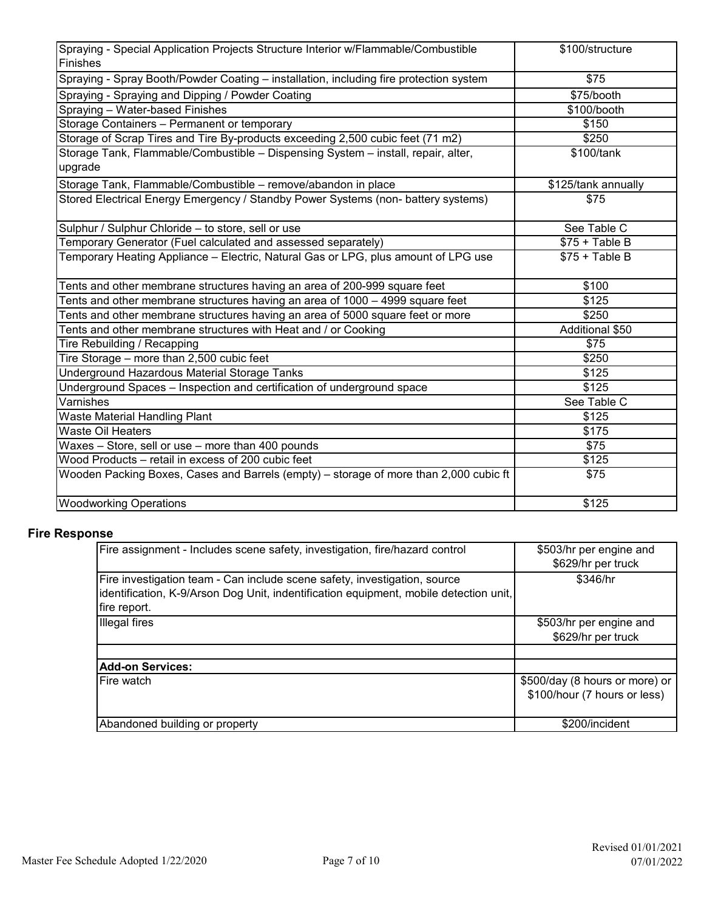| | |
|---|---|
| Spraying - Special Application Projects Structure Interior w/Flammable/Combustible Finishes | $100/structure |
| Spraying - Spray Booth/Powder Coating – installation, including fire protection system | $75 |
| Spraying - Spraying and Dipping / Powder Coating | $75/booth |
| Spraying – Water-based Finishes | $100/booth |
| Storage Containers – Permanent or temporary | $150 |
| Storage of Scrap Tires and Tire By-products exceeding 2,500 cubic feet (71 m2) | $250 |
| Storage Tank, Flammable/Combustible – Dispensing System – install, repair, alter, upgrade | $100/tank |
| Storage Tank, Flammable/Combustible – remove/abandon in place | $125/tank annually |
| Stored Electrical Energy Emergency / Standby Power Systems (non- battery systems) | $75 |
| Sulphur / Sulphur Chloride – to store, sell or use | See Table C |
| Temporary Generator (Fuel calculated and assessed separately) | $75 + Table B |
| Temporary Heating Appliance – Electric, Natural Gas or LPG, plus amount of LPG use | $75 + Table B |
| Tents and other membrane structures having an area of 200-999 square feet | $100 |
| Tents and other membrane structures having an area of 1000 – 4999 square feet | $125 |
| Tents and other membrane structures having an area of 5000 square feet or more | $250 |
| Tents and other membrane structures with Heat and / or Cooking | Additional $50 |
| Tire Rebuilding / Recapping | $75 |
| Tire Storage – more than 2,500 cubic feet | $250 |
| Underground Hazardous Material Storage Tanks | $125 |
| Underground Spaces – Inspection and certification of underground space | $125 |
| Varnishes | See Table C |
| Waste Material Handling Plant | $125 |
| Waste Oil Heaters | $175 |
| Waxes – Store, sell or use – more than 400 pounds | $75 |
| Wood Products – retail in excess of 200 cubic feet | $125 |
| Wooden Packing Boxes, Cases and Barrels (empty) – storage of more than 2,000 cubic ft | $75 |
| Woodworking Operations | $125 |

## Fire Response

| | |
|---|---|
| Fire assignment - Includes scene safety, investigation, fire/hazard control | $503/hr per engine and $629/hr per truck |
| Fire investigation team - Can include scene safety, investigation, source identification, K-9/Arson Dog Unit, indentification equipment, mobile detection unit, fire report. | $346/hr |
| Illegal fires | $503/hr per engine and $629/hr per truck |
| | |
| **Add-on Services:** | |
| Fire watch | $500/day (8 hours or more) or $100/hour (7 hours or less) |
| Abandoned building or property | $200/incident |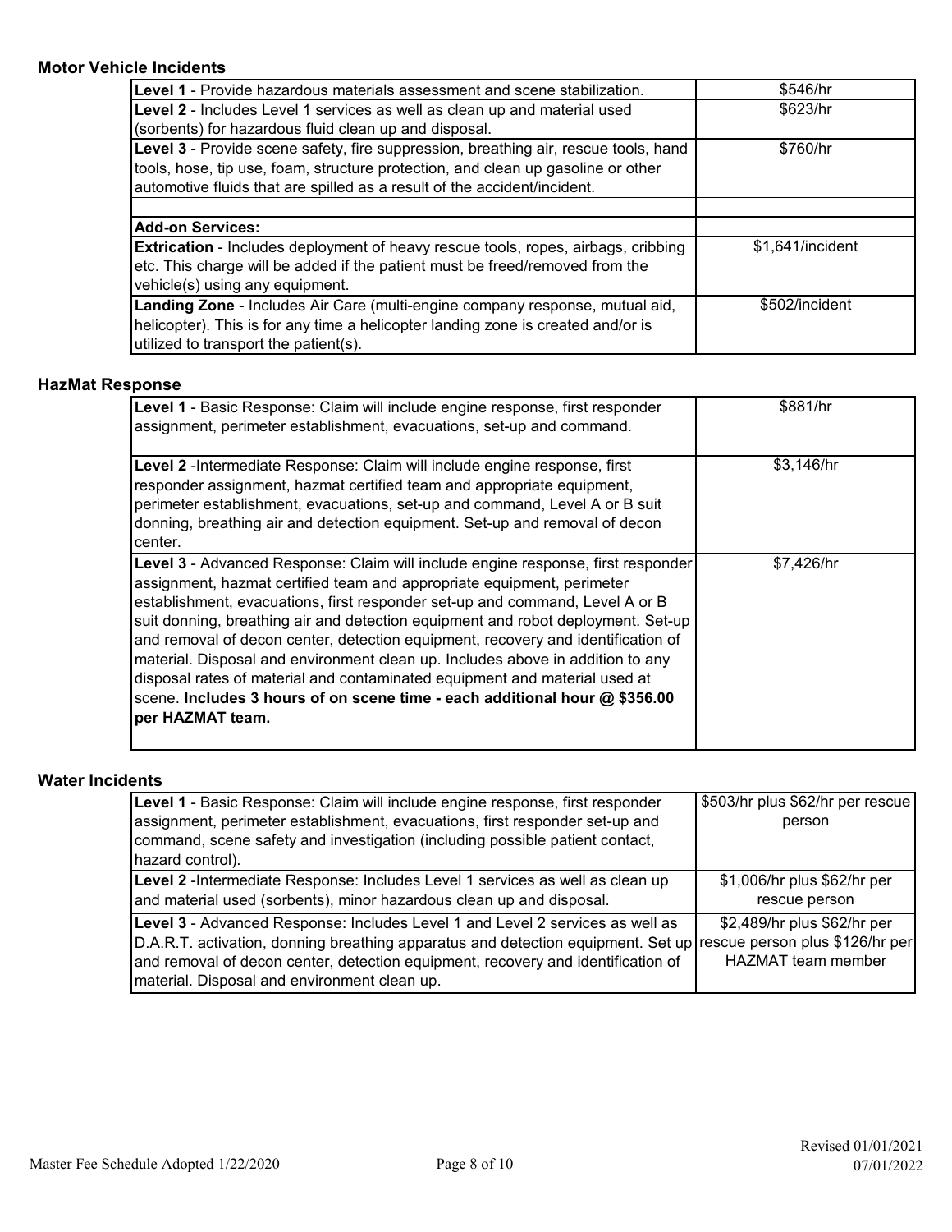### Motor Vehicle Incidents

| Service | Fee |
|---|---|
| **Level 1** - Provide hazardous materials assessment and scene stabilization. | $546/hr |
| **Level 2** - Includes Level 1 services as well as clean up and material used (sorbents) for hazardous fluid clean up and disposal. | $623/hr |
| **Level 3** - Provide scene safety, fire suppression, breathing air, rescue tools, hand tools, hose, tip use, foam, structure protection, and clean up gasoline or other automotive fluids that are spilled as a result of the accident/incident. | $760/hr |
| | |
| **Add-on Services:** | |
| **Extrication** - Includes deployment of heavy rescue tools, ropes, airbags, cribbing etc. This charge will be added if the patient must be freed/removed from the vehicle(s) using any equipment. | $1,641/incident |
| **Landing Zone** - Includes Air Care (multi-engine company response, mutual aid, helicopter). This is for any time a helicopter landing zone is created and/or is utilized to transport the patient(s). | $502/incident |

### HazMat Response

| Service | Fee |
|---|---|
| **Level 1** - Basic Response: Claim will include engine response, first responder assignment, perimeter establishment, evacuations, set-up and command. | $881/hr |
| **Level 2** -Intermediate Response: Claim will include engine response, first responder assignment, hazmat certified team and appropriate equipment, perimeter establishment, evacuations, set-up and command, Level A or B suit donning, breathing air and detection equipment. Set-up and removal of decon center. | $3,146/hr |
| **Level 3** - Advanced Response: Claim will include engine response, first responder assignment, hazmat certified team and appropriate equipment, perimeter establishment, evacuations, first responder set-up and command, Level A or B suit donning, breathing air and detection equipment and robot deployment. Set-up and removal of decon center, detection equipment, recovery and identification of material. Disposal and environment clean up. Includes above in addition to any disposal rates of material and contaminated equipment and material used at scene. **Includes 3 hours of on scene time - each additional hour @ $356.00 per HAZMAT team.** | $7,426/hr |

### Water Incidents

| Service | Fee |
|---|---|
| **Level 1** - Basic Response: Claim will include engine response, first responder assignment, perimeter establishment, evacuations, first responder set-up and command, scene safety and investigation (including possible patient contact, hazard control). | $503/hr plus $62/hr per rescue person |
| **Level 2** -Intermediate Response: Includes Level 1 services as well as clean up and material used (sorbents), minor hazardous clean up and disposal. | $1,006/hr plus $62/hr per rescue person |
| **Level 3** - Advanced Response: Includes Level 1 and Level 2 services as well as D.A.R.T. activation, donning breathing apparatus and detection equipment. Set up and removal of decon center, detection equipment, recovery and identification of material. Disposal and environment clean up. | $2,489/hr plus $62/hr per rescue person plus $126/hr per HAZMAT team member |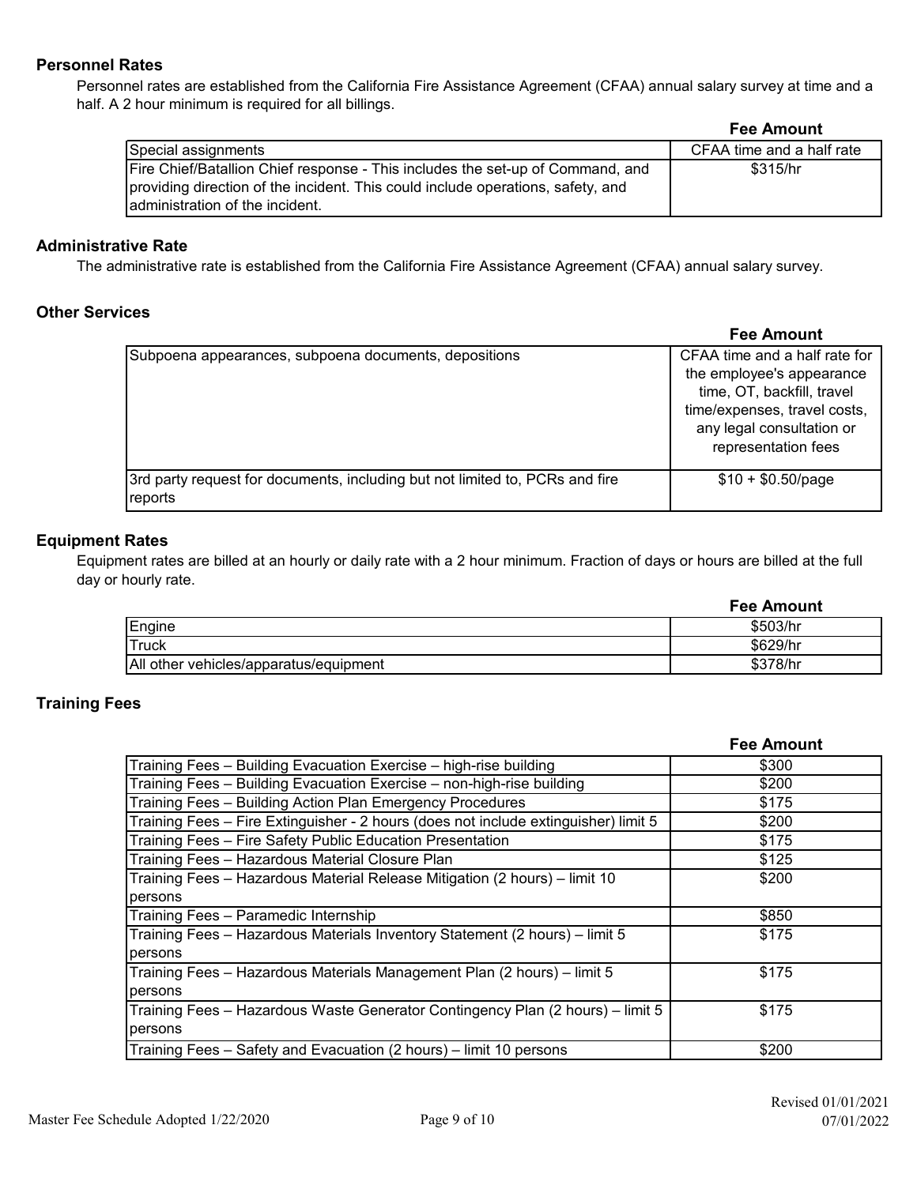## Personnel Rates

Personnel rates are established from the California Fire Assistance Agreement (CFAA) annual salary survey at time and a half. A 2 hour minimum is required for all billings.

| | Fee Amount |
|---|---|
| Special assignments | CFAA time and a half rate |
| Fire Chief/Batallion Chief response - This includes the set-up of Command, and providing direction of the incident. This could include operations, safety, and administration of the incident. | $315/hr |

## Administrative Rate

The administrative rate is established from the California Fire Assistance Agreement (CFAA) annual salary survey.

## Other Services

| | Fee Amount |
|---|---|
| Subpoena appearances, subpoena documents, depositions | CFAA time and a half rate for the employee's appearance time, OT, backfill, travel time/expenses, travel costs, any legal consultation or representation fees |
| 3rd party request for documents, including but not limited to, PCRs and fire reports | $10 + $0.50/page |

## Equipment Rates

Equipment rates are billed at an hourly or daily rate with a 2 hour minimum. Fraction of days or hours are billed at the full day or hourly rate.

| | Fee Amount |
|---|---|
| Engine | $503/hr |
| Truck | $629/hr |
| All other vehicles/apparatus/equipment | $378/hr |

## Training Fees

| | Fee Amount |
|---|---|
| Training Fees – Building Evacuation Exercise – high-rise building | $300 |
| Training Fees – Building Evacuation Exercise – non-high-rise building | $200 |
| Training Fees – Building Action Plan Emergency Procedures | $175 |
| Training Fees – Fire Extinguisher - 2 hours (does not include extinguisher) limit 5 | $200 |
| Training Fees – Fire Safety Public Education Presentation | $175 |
| Training Fees – Hazardous Material Closure Plan | $125 |
| Training Fees – Hazardous Material Release Mitigation (2 hours) – limit 10 persons | $200 |
| Training Fees – Paramedic Internship | $850 |
| Training Fees – Hazardous Materials Inventory Statement (2 hours) – limit 5 persons | $175 |
| Training Fees – Hazardous Materials Management Plan (2 hours) – limit 5 persons | $175 |
| Training Fees – Hazardous Waste Generator Contingency Plan (2 hours) – limit 5 persons | $175 |
| Training Fees – Safety and Evacuation (2 hours) – limit 10 persons | $200 |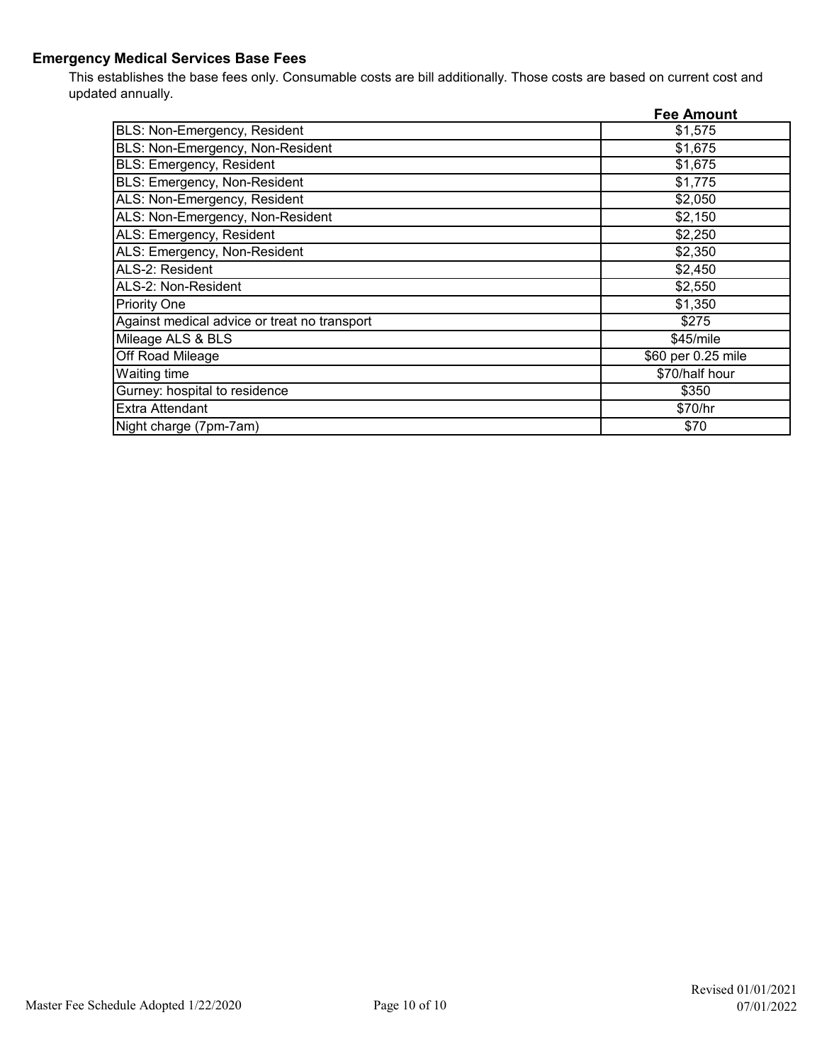## Emergency Medical Services Base Fees

This establishes the base fees only. Consumable costs are bill additionally. Those costs are based on current cost and updated annually.

| | Fee Amount |
|---|---|
| BLS: Non-Emergency, Resident | $1,575 |
| BLS: Non-Emergency, Non-Resident | $1,675 |
| BLS: Emergency, Resident | $1,675 |
| BLS: Emergency, Non-Resident | $1,775 |
| ALS: Non-Emergency, Resident | $2,050 |
| ALS: Non-Emergency, Non-Resident | $2,150 |
| ALS: Emergency, Resident | $2,250 |
| ALS: Emergency, Non-Resident | $2,350 |
| ALS-2: Resident | $2,450 |
| ALS-2: Non-Resident | $2,550 |
| Priority One | $1,350 |
| Against medical advice or treat no transport | $275 |
| Mileage ALS & BLS | $45/mile |
| Off Road Mileage | $60 per 0.25 mile |
| Waiting time | $70/half hour |
| Gurney: hospital to residence | $350 |
| Extra Attendant | $70/hr |
| Night charge (7pm-7am) | $70 |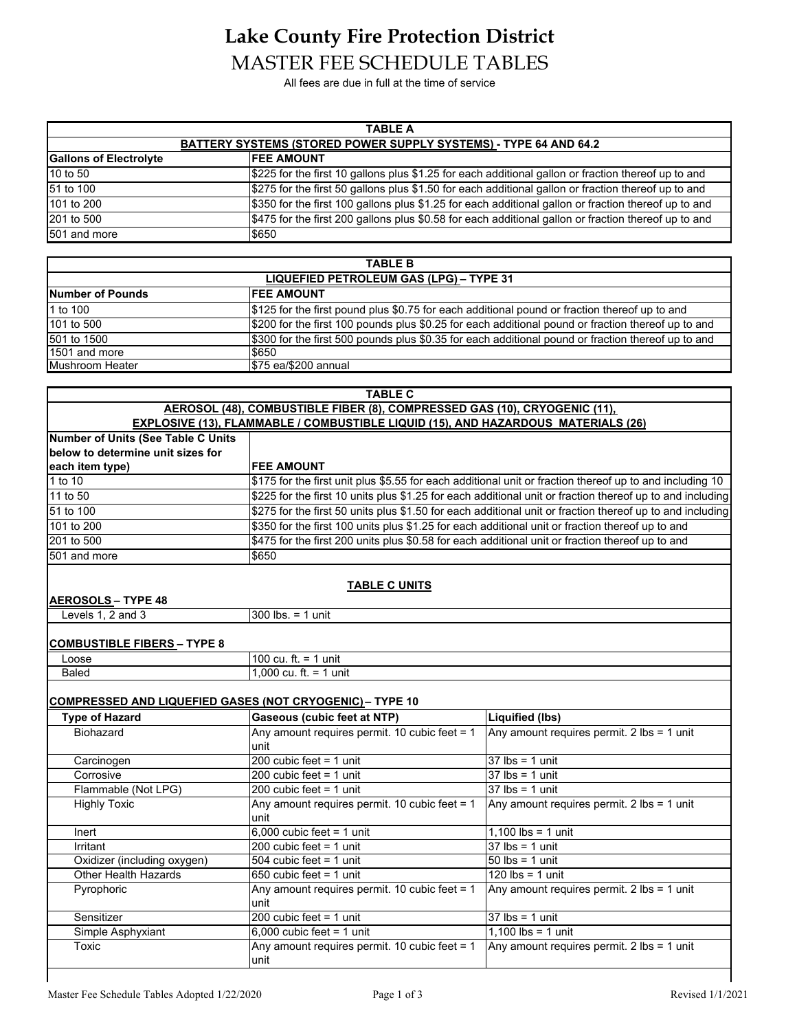# Lake County Fire Protection District

## MASTER FEE SCHEDULE TABLES

All fees are due in full at the time of service

| TABLE A | |
|---|---|
| **BATTERY SYSTEMS (STORED POWER SUPPLY SYSTEMS) - TYPE 64 AND 64.2** | |
| **Gallons of Electrolyte** | **FEE AMOUNT** |
| 10 to 50 | $225 for the first 10 gallons plus $1.25 for each additional gallon or fraction thereof up to and |
| 51 to 100 | $275 for the first 50 gallons plus $1.50 for each additional gallon or fraction thereof up to and |
| 101 to 200 | $350 for the first 100 gallons plus $1.25 for each additional gallon or fraction thereof up to and |
| 201 to 500 | $475 for the first 200 gallons plus $0.58 for each additional gallon or fraction thereof up to and |
| 501 and more | $650 |

| TABLE B | |
|---|---|
| **LIQUEFIED PETROLEUM GAS (LPG) – TYPE 31** | |
| **Number of Pounds** | **FEE AMOUNT** |
| 1 to 100 | $125 for the first pound plus $0.75 for each additional pound or fraction thereof up to and |
| 101 to 500 | $200 for the first 100 pounds plus $0.25 for each additional pound or fraction thereof up to and |
| 501 to 1500 | $300 for the first 500 pounds plus $0.35 for each additional pound or fraction thereof up to and |
| 1501 and more | $650 |
| Mushroom Heater | $75 ea/$200 annual |

| TABLE C | |
|---|---|
| **AEROSOL (48), COMBUSTIBLE FIBER (8), COMPRESSED GAS (10), CRYOGENIC (11), EXPLOSIVE (13), FLAMMABLE / COMBUSTIBLE LIQUID (15), AND HAZARDOUS MATERIALS (26)** | |
| **Number of Units (See Table C Units below to determine unit sizes for each item type)** | **FEE AMOUNT** |
| 1 to 10 | $175 for the first unit plus $5.55 for each additional unit or fraction thereof up to and including 10 |
| 11 to 50 | $225 for the first 10 units plus $1.25 for each additional unit or fraction thereof up to and including |
| 51 to 100 | $275 for the first 50 units plus $1.50 for each additional unit or fraction thereof up to and including |
| 101 to 200 | $350 for the first 100 units plus $1.25 for each additional unit or fraction thereof up to and |
| 201 to 500 | $475 for the first 200 units plus $0.58 for each additional unit or fraction thereof up to and |
| 501 and more | $650 |

**TABLE C UNITS**

**AEROSOLS – TYPE 48**

| | |
|---|---|
| Levels 1, 2 and 3 | 300 lbs. = 1 unit |

**COMBUSTIBLE FIBERS – TYPE 8**

| | |
|---|---|
| Loose | 100 cu. ft. = 1 unit |
| Baled | 1,000 cu. ft. = 1 unit |

**COMPRESSED AND LIQUEFIED GASES (NOT CRYOGENIC) – TYPE 10**

| Type of Hazard | Gaseous (cubic feet at NTP) | Liquified (lbs) |
|---|---|---|
| Biohazard | Any amount requires permit. 10 cubic feet = 1 unit | Any amount requires permit. 2 lbs = 1 unit |
| Carcinogen | 200 cubic feet = 1 unit | 37 lbs = 1 unit |
| Corrosive | 200 cubic feet = 1 unit | 37 lbs = 1 unit |
| Flammable (Not LPG) | 200 cubic feet = 1 unit | 37 lbs = 1 unit |
| Highly Toxic | Any amount requires permit. 10 cubic feet = 1 unit | Any amount requires permit. 2 lbs = 1 unit |
| Inert | 6,000 cubic feet = 1 unit | 1,100 lbs = 1 unit |
| Irritant | 200 cubic feet = 1 unit | 37 lbs = 1 unit |
| Oxidizer (including oxygen) | 504 cubic feet = 1 unit | 50 lbs = 1 unit |
| Other Health Hazards | 650 cubic feet = 1 unit | 120 lbs = 1 unit |
| Pyrophoric | Any amount requires permit. 10 cubic feet = 1 unit | Any amount requires permit. 2 lbs = 1 unit |
| Sensitizer | 200 cubic feet = 1 unit | 37 lbs = 1 unit |
| Simple Asphyxiant | 6,000 cubic feet = 1 unit | 1,100 lbs = 1 unit |
| Toxic | Any amount requires permit. 10 cubic feet = 1 unit | Any amount requires permit. 2 lbs = 1 unit |

Master Fee Schedule Tables Adopted 1/22/2020 — Revised 1/1/2021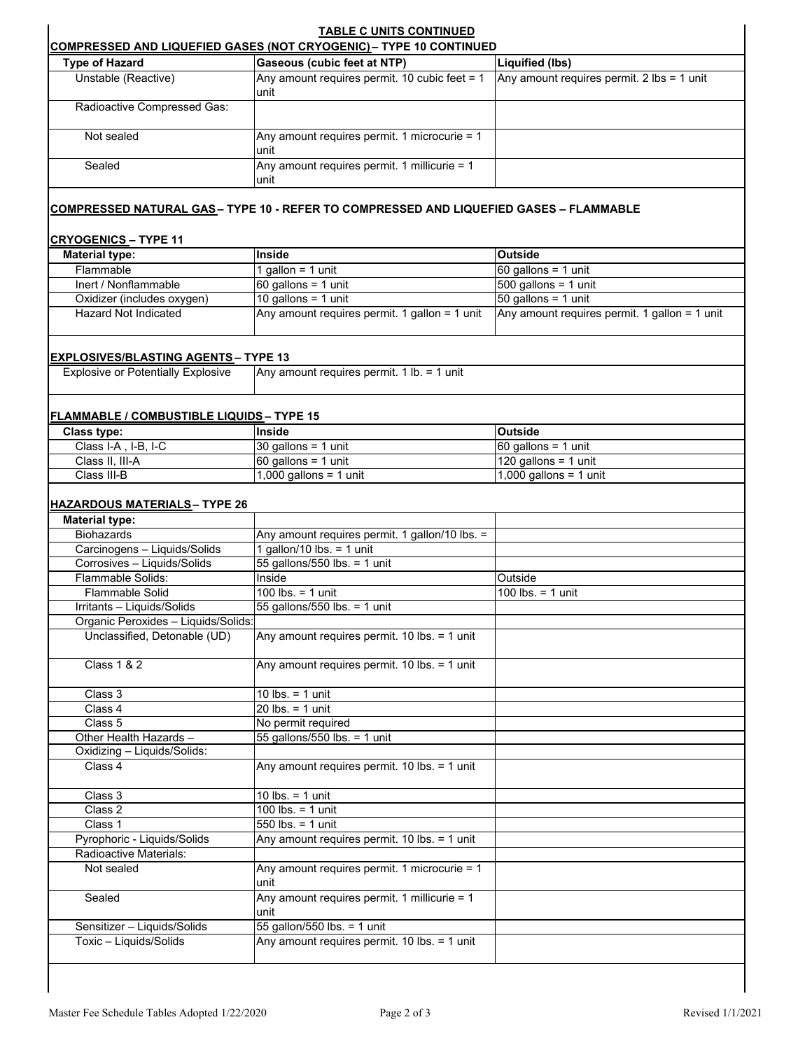## TABLE C UNITS CONTINUED

### COMPRESSED AND LIQUEFIED GASES (NOT CRYOGENIC) – TYPE 10 CONTINUED

| Type of Hazard | Gaseous (cubic feet at NTP) | Liquified (lbs) |
|---|---|---|
| Unstable (Reactive) | Any amount requires permit. 10 cubic feet = 1 unit | Any amount requires permit. 2 lbs = 1 unit |
| Radioactive Compressed Gas: | | |
| Not sealed | Any amount requires permit. 1 microcurie = 1 unit | |
| Sealed | Any amount requires permit. 1 millicurie = 1 unit | |

### COMPRESSED NATURAL GAS – TYPE 10 - REFER TO COMPRESSED AND LIQUEFIED GASES – FLAMMABLE

### CRYOGENICS – TYPE 11

| Material type: | Inside | Outside |
|---|---|---|
| Flammable | 1 gallon = 1 unit | 60 gallons = 1 unit |
| Inert / Nonflammable | 60 gallons = 1 unit | 500 gallons = 1 unit |
| Oxidizer (includes oxygen) | 10 gallons = 1 unit | 50 gallons = 1 unit |
| Hazard Not Indicated | Any amount requires permit. 1 gallon = 1 unit | Any amount requires permit. 1 gallon = 1 unit |

### EXPLOSIVES/BLASTING AGENTS – TYPE 13

| | |
|---|---|
| Explosive or Potentially Explosive | Any amount requires permit. 1 lb. = 1 unit |

### FLAMMABLE / COMBUSTIBLE LIQUIDS – TYPE 15

| Class type: | Inside | Outside |
|---|---|---|
| Class I-A , I-B, I-C | 30 gallons = 1 unit | 60 gallons = 1 unit |
| Class II, III-A | 60 gallons = 1 unit | 120 gallons = 1 unit |
| Class III-B | 1,000 gallons = 1 unit | 1,000 gallons = 1 unit |

### HAZARDOUS MATERIALS – TYPE 26

| Material type: | | |
|---|---|---|
| Biohazards | Any amount requires permit. 1 gallon/10 lbs. = | |
| Carcinogens – Liquids/Solids | 1 gallon/10 lbs. = 1 unit | |
| Corrosives – Liquids/Solids | 55 gallons/550 lbs. = 1 unit | |
| Flammable Solids: | Inside | Outside |
| Flammable Solid | 100 lbs. = 1 unit | 100 lbs. = 1 unit |
| Irritants – Liquids/Solids | 55 gallons/550 lbs. = 1 unit | |
| Organic Peroxides – Liquids/Solids: | | |
| Unclassified, Detonable (UD) | Any amount requires permit. 10 lbs. = 1 unit | |
| Class 1 & 2 | Any amount requires permit. 10 lbs. = 1 unit | |
| Class 3 | 10 lbs. = 1 unit | |
| Class 4 | 20 lbs. = 1 unit | |
| Class 5 | No permit required | |
| Other Health Hazards – | 55 gallons/550 lbs. = 1 unit | |
| Oxidizing – Liquids/Solids: | | |
| Class 4 | Any amount requires permit. 10 lbs. = 1 unit | |
| Class 3 | 10 lbs. = 1 unit | |
| Class 2 | 100 lbs. = 1 unit | |
| Class 1 | 550 lbs. = 1 unit | |
| Pyrophoric - Liquids/Solids | Any amount requires permit. 10 lbs. = 1 unit | |
| Radioactive Materials: | | |
| Not sealed | Any amount requires permit. 1 microcurie = 1 unit | |
| Sealed | Any amount requires permit. 1 millicurie = 1 unit | |
| Sensitizer – Liquids/Solids | 55 gallon/550 lbs. = 1 unit | |
| Toxic – Liquids/Solids | Any amount requires permit. 10 lbs. = 1 unit | |

Master Fee Schedule Tables Adopted 1/22/2020 — Revised 1/1/2021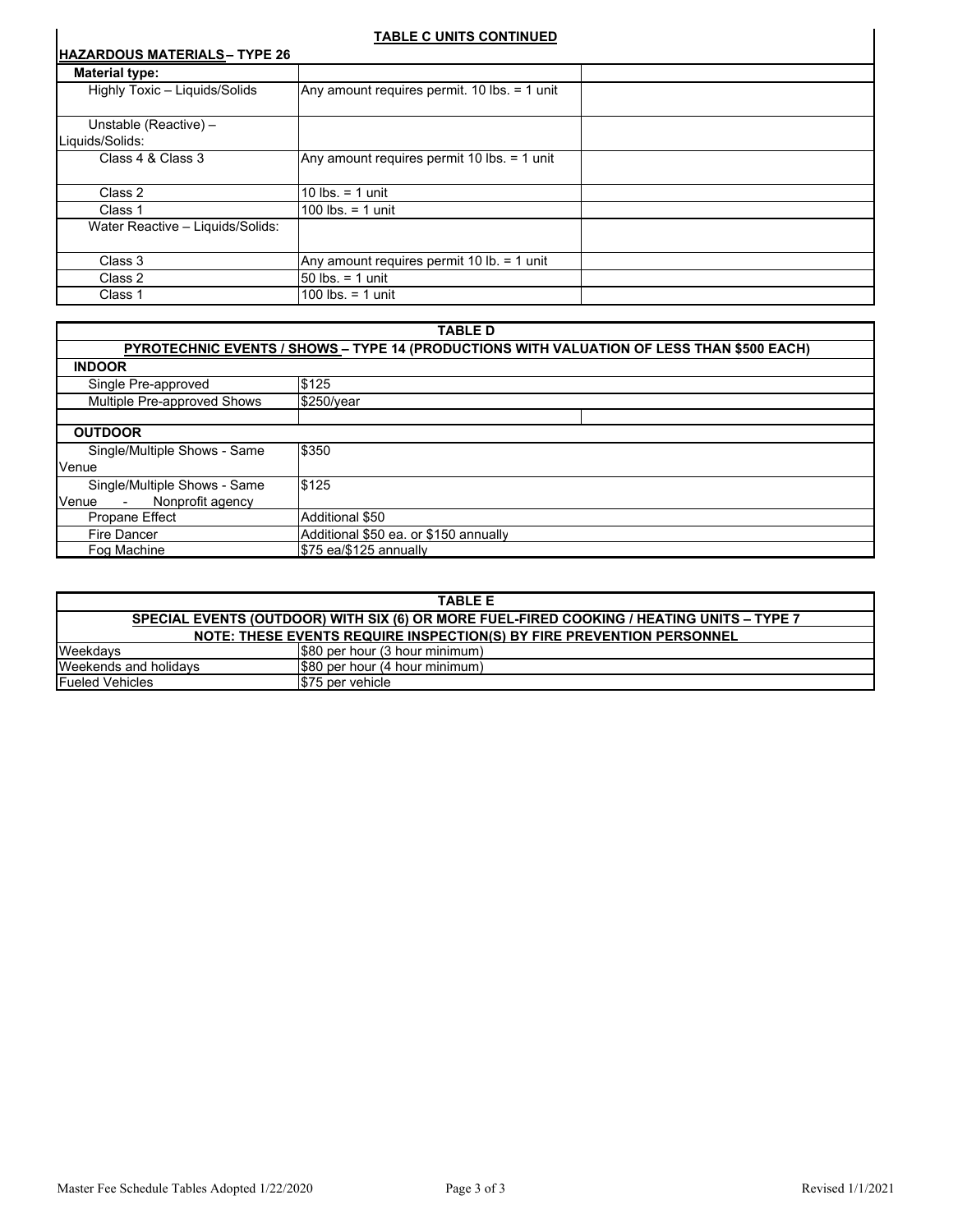**TABLE C UNITS CONTINUED**

**HAZARDOUS MATERIALS – TYPE 26**

| | | |
|---|---|---|
| **Material type:** | | |
| Highly Toxic – Liquids/Solids | Any amount requires permit. 10 lbs. = 1 unit | |
| Unstable (Reactive) – Liquids/Solids: | | |
| Class 4 & Class 3 | Any amount requires permit 10 lbs. = 1 unit | |
| Class 2 | 10 lbs. = 1 unit | |
| Class 1 | 100 lbs. = 1 unit | |
| Water Reactive – Liquids/Solids: | | |
| Class 3 | Any amount requires permit 10 lb. = 1 unit | |
| Class 2 | 50 lbs. = 1 unit | |
| Class 1 | 100 lbs. = 1 unit | |

**TABLE D**

**PYROTECHNIC EVENTS / SHOWS – TYPE 14 (PRODUCTIONS WITH VALUATION OF LESS THAN $500 EACH)**

| | | |
|---|---|---|
| **INDOOR** | | |
| Single Pre-approved | $125 | |
| Multiple Pre-approved Shows | $250/year | |
| | | |
| **OUTDOOR** | | |
| Single/Multiple Shows - Same Venue | $350 | |
| Single/Multiple Shows - Same Venue - Nonprofit agency | $125 | |
| Propane Effect | Additional $50 | |
| Fire Dancer | Additional $50 ea. or $150 annually | |
| Fog Machine | $75 ea/$125 annually | |

**TABLE E**

**SPECIAL EVENTS (OUTDOOR) WITH SIX (6) OR MORE FUEL-FIRED COOKING / HEATING UNITS – TYPE 7**

**NOTE: THESE EVENTS REQUIRE INSPECTION(S) BY FIRE PREVENTION PERSONNEL**

| | |
|---|---|
| Weekdays | $80 per hour (3 hour minimum) |
| Weekends and holidays | $80 per hour (4 hour minimum) |
| Fueled Vehicles | $75 per vehicle |

Master Fee Schedule Tables Adopted 1/22/2020 — Revised 1/1/2021